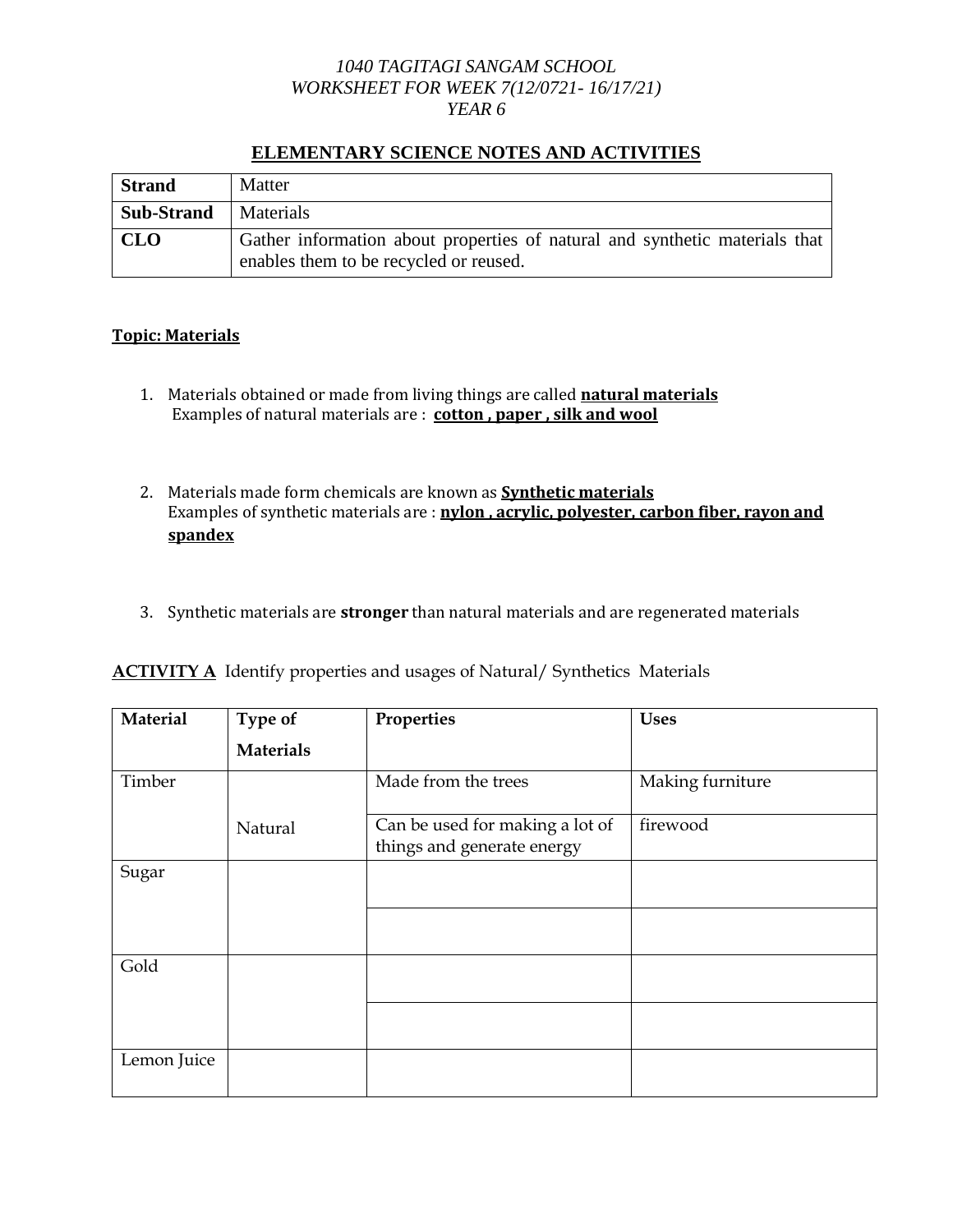*1040 TAGITAGI SANGAM SCHOOL*
*WORKSHEET FOR WEEK 7(12/0721- 16/17/21)*
*YEAR 6*

## ELEMENTARY SCIENCE NOTES AND ACTIVITIES

| **Strand** | Matter |
|---|---|
| **Sub-Strand** | Materials |
| **CLO** | Gather information about properties of natural and synthetic materials that enables them to be recycled or reused. |

**Topic: Materials**

1. Materials obtained or made from living things are called **natural materials**
   Examples of natural materials are : **cotton , paper , silk and wool**

2. Materials made form chemicals are known as **Synthetic materials**
   Examples of synthetic materials are : **nylon , acrylic, polyester, carbon fiber, rayon and spandex**

3. Synthetic materials are **stronger** than natural materials and are regenerated materials

**ACTIVITY A** Identify properties and usages of Natural/ Synthetics Materials

| **Material** | **Type of Materials** | **Properties** | **Uses** |
|---|---|---|---|
| Timber | Natural | Made from the trees | Making furniture |
| | | Can be used for making a lot of things and generate energy | firewood |
| Sugar | | | |
| | | | |
| Gold | | | |
| | | | |
| Lemon Juice | | | |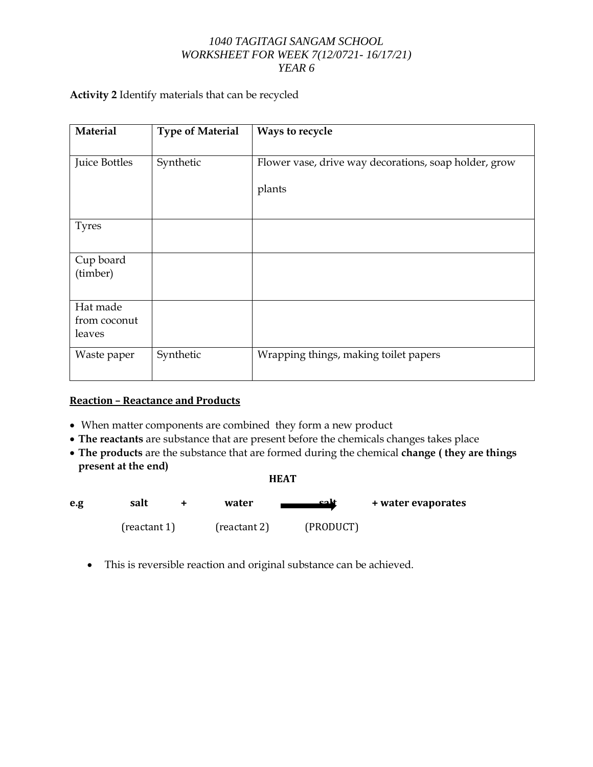*1040 TAGITAGI SANGAM SCHOOL*
*WORKSHEET FOR WEEK 7(12/0721- 16/17/21)*
*YEAR 6*

**Activity 2** Identify materials that can be recycled

| Material | Type of Material | Ways to recycle |
|---|---|---|
| Juice Bottles | Synthetic | Flower vase, drive way decorations, soap holder, grow plants |
| Tyres | | |
| Cup board (timber) | | |
| Hat made from coconut leaves | | |
| Waste paper | Synthetic | Wrapping things, making toilet papers |

**Reaction – Reactance and Products**

- When matter components are combined they form a new product
- **The reactants** are substance that are present before the chemicals changes takes place
- **The products** are the substance that are formed during the chemical **change ( they are things present at the end)**

**HEAT**

**e.g** **salt** **+** **water** → **salt** **+ water evaporates**

(reactant 1) (reactant 2) (PRODUCT)

- This is reversible reaction and original substance can be achieved.